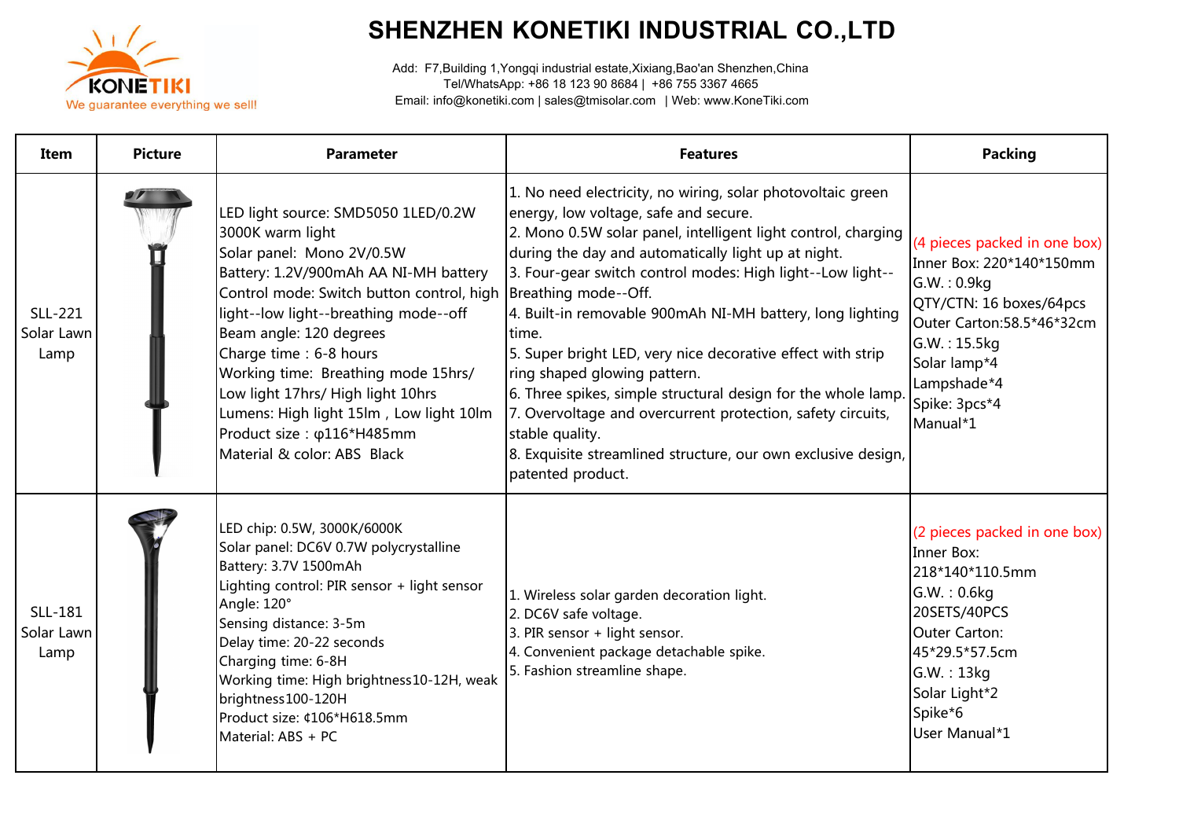# SHENZHEN KONETIKI INDUSTRIAL CO.,LTD

KONETIKI
We guarantee everything we sell!

Add: F7,Building 1,Yongqi industrial estate,Xixiang,Bao'an Shenzhen,China
Tel/WhatsApp: +86 18 123 90 8684 | +86 755 3367 4665
Email: info@konetiki.com | sales@tmisolar.com | Web: www.KoneTiki.com

| Item | Picture | Parameter | Features | Packing |
|---|---|---|---|---|
| SLL-221 Solar Lawn Lamp | | LED light source: SMD5050 1LED/0.2W 3000K warm light<br>Solar panel: Mono 2V/0.5W<br>Battery: 1.2V/900mAh AA NI-MH battery<br>Control mode: Switch button control, high light--low light--breathing mode--off<br>Beam angle: 120 degrees<br>Charge time : 6-8 hours<br>Working time: Breathing mode 15hrs/ Low light 17hrs/ High light 10hrs<br>Lumens: High light 15lm , Low light 10lm<br>Product size : φ116*H485mm<br>Material & color: ABS Black | 1. No need electricity, no wiring, solar photovoltaic green energy, low voltage, safe and secure.<br>2. Mono 0.5W solar panel, intelligent light control, charging during the day and automatically light up at night.<br>3. Four-gear switch control modes: High light--Low light--Breathing mode--Off.<br>4. Built-in removable 900mAh NI-MH battery, long lighting time.<br>5. Super bright LED, very nice decorative effect with strip ring shaped glowing pattern.<br>6. Three spikes, simple structural design for the whole lamp.<br>7. Overvoltage and overcurrent protection, safety circuits, stable quality.<br>8. Exquisite streamlined structure, our own exclusive design, patented product. | (4 pieces packed in one box)<br>Inner Box: 220*140*150mm<br>G.W. : 0.9kg<br>QTY/CTN: 16 boxes/64pcs<br>Outer Carton:58.5*46*32cm<br>G.W. : 15.5kg<br>Solar lamp*4<br>Lampshade*4<br>Spike: 3pcs*4<br>Manual*1 |
| SLL-181 Solar Lawn Lamp | | LED chip: 0.5W, 3000K/6000K<br>Solar panel: DC6V 0.7W polycrystalline<br>Battery: 3.7V 1500mAh<br>Lighting control: PIR sensor + light sensor<br>Angle: 120°<br>Sensing distance: 3-5m<br>Delay time: 20-22 seconds<br>Charging time: 6-8H<br>Working time: High brightness10-12H, weak brightness100-120H<br>Product size: ¢106*H618.5mm<br>Material: ABS + PC | 1. Wireless solar garden decoration light.<br>2. DC6V safe voltage.<br>3. PIR sensor + light sensor.<br>4. Convenient package detachable spike.<br>5. Fashion streamline shape. | (2 pieces packed in one box)<br>Inner Box: 218*140*110.5mm<br>G.W. : 0.6kg<br>20SETS/40PCS<br>Outer Carton: 45*29.5*57.5cm<br>G.W. : 13kg<br>Solar Light*2<br>Spike*6<br>User Manual*1 |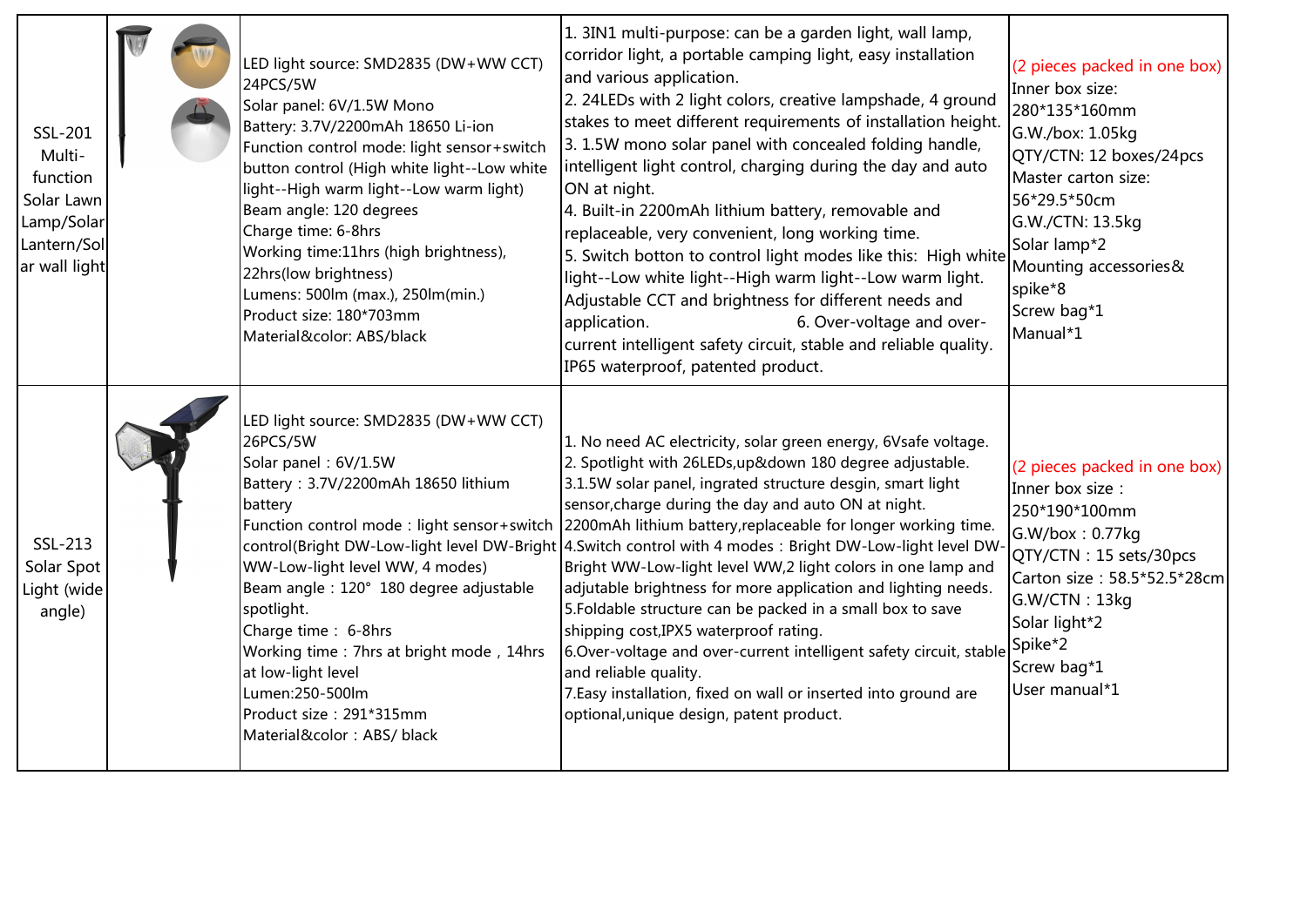| | | | | |
|---|---|---|---|---|
| SSL-201 Multi-function Solar Lawn Lamp/Solar Lantern/Solar wall light | | LED light source: SMD2835 (DW+WW CCT) 24PCS/5W<br>Solar panel: 6V/1.5W Mono<br>Battery: 3.7V/2200mAh 18650 Li-ion<br>Function control mode: light sensor+switch button control (High white light--Low white light--High warm light--Low warm light)<br>Beam angle: 120 degrees<br>Charge time: 6-8hrs<br>Working time:11hrs (high brightness), 22hrs(low brightness)<br>Lumens: 500lm (max.), 250lm(min.)<br>Product size: 180*703mm<br>Material&color: ABS/black | 1. 3IN1 multi-purpose: can be a garden light, wall lamp, corridor light, a portable camping light, easy installation and various application.<br>2. 24LEDs with 2 light colors, creative lampshade, 4 ground stakes to meet different requirements of installation height.<br>3. 1.5W mono solar panel with concealed folding handle, intelligent light control, charging during the day and auto ON at night.<br>4. Built-in 2200mAh lithium battery, removable and replaceable, very convenient, long working time.<br>5. Switch botton to control light modes like this: High white light--Low white light--High warm light--Low warm light. Adjustable CCT and brightness for different needs and application. 6. Over-voltage and over-current intelligent safety circuit, stable and reliable quality. IP65 waterproof, patented product. | (2 pieces packed in one box)<br>Inner box size: 280*135*160mm<br>G.W./box: 1.05kg<br>QTY/CTN: 12 boxes/24pcs<br>Master carton size: 56*29.5*50cm<br>G.W./CTN: 13.5kg<br>Solar lamp*2<br>Mounting accessories& spike*8<br>Screw bag*1<br>Manual*1 |
| SSL-213 Solar Spot Light (wide angle) | | LED light source: SMD2835 (DW+WW CCT) 26PCS/5W<br>Solar panel：6V/1.5W<br>Battery：3.7V/2200mAh 18650 lithium battery<br>Function control mode：light sensor+switch control(Bright DW-Low-light level DW-Bright WW-Low-light level WW, 4 modes)<br>Beam angle：120° 180 degree adjustable spotlight.<br>Charge time： 6-8hrs<br>Working time：7hrs at bright mode，14hrs at low-light level<br>Lumen:250-500lm<br>Product size：291*315mm<br>Material&color：ABS/ black | 1. No need AC electricity, solar green energy, 6Vsafe voltage.<br>2. Spotlight with 26LEDs,up&down 180 degree adjustable.<br>3.1.5W solar panel, ingrated structure desgin, smart light sensor,charge during the day and auto ON at night. 2200mAh lithium battery,replaceable for longer working time.<br>4.Switch control with 4 modes：Bright DW-Low-light level DW-Bright WW-Low-light level WW,2 light colors in one lamp and adjutable brightness for more application and lighting needs.<br>5.Foldable structure can be packed in a small box to save shipping cost,IPX5 waterproof rating.<br>6.Over-voltage and over-current intelligent safety circuit, stable and reliable quality.<br>7.Easy installation, fixed on wall or inserted into ground are optional,unique design, patent product. | (2 pieces packed in one box)<br>Inner box size：250*190*100mm<br>G.W/box：0.77kg<br>QTY/CTN：15 sets/30pcs<br>Carton size：58.5*52.5*28cm<br>G.W/CTN：13kg<br>Solar light*2<br>Spike*2<br>Screw bag*1<br>User manual*1 |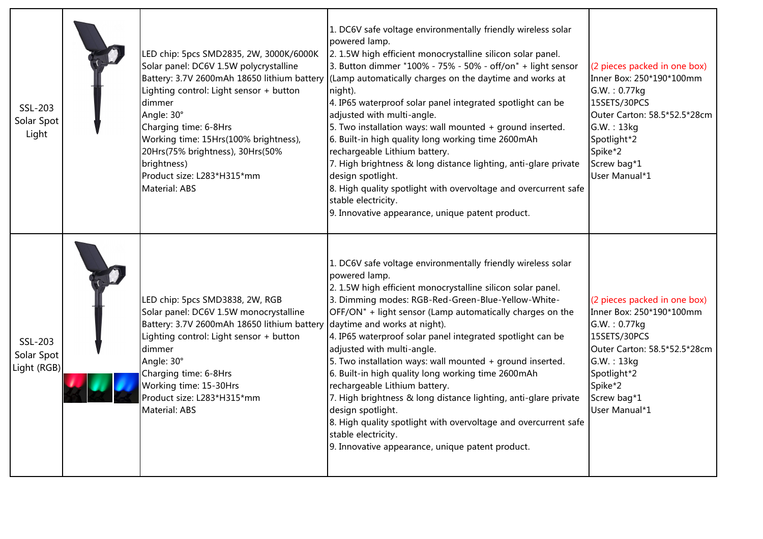| | | | | |
|---|---|---|---|---|
| SSL-203 Solar Spot Light | | LED chip: 5pcs SMD2835, 2W, 3000K/6000K<br>Solar panel: DC6V 1.5W polycrystalline<br>Battery: 3.7V 2600mAh 18650 lithium battery<br>Lighting control: Light sensor + button dimmer<br>Angle: 30°<br>Charging time: 6-8Hrs<br>Working time: 15Hrs(100% brightness), 20Hrs(75% brightness), 30Hrs(50% brightness)<br>Product size: L283*H315*mm<br>Material: ABS | 1. DC6V safe voltage environmentally friendly wireless solar powered lamp.<br>2. 1.5W high efficient monocrystalline silicon solar panel.<br>3. Button dimmer "100% - 75% - 50% - off/on" + light sensor (Lamp automatically charges on the daytime and works at night).<br>4. IP65 waterproof solar panel integrated spotlight can be adjusted with multi-angle.<br>5. Two installation ways: wall mounted + ground inserted.<br>6. Built-in high quality long working time 2600mAh rechargeable Lithium battery.<br>7. High brightness & long distance lighting, anti-glare private design spotlight.<br>8. High quality spotlight with overvoltage and overcurrent safe stable electricity.<br>9. Innovative appearance, unique patent product. | (2 pieces packed in one box)<br>Inner Box: 250*190*100mm<br>G.W. : 0.77kg<br>15SETS/30PCS<br>Outer Carton: 58.5*52.5*28cm<br>G.W. : 13kg<br>Spotlight*2<br>Spike*2<br>Screw bag*1<br>User Manual*1 |
| SSL-203 Solar Spot Light (RGB) | | LED chip: 5pcs SMD3838, 2W, RGB<br>Solar panel: DC6V 1.5W monocrystalline<br>Battery: 3.7V 2600mAh 18650 lithium battery<br>Lighting control: Light sensor + button dimmer<br>Angle: 30°<br>Charging time: 6-8Hrs<br>Working time: 15-30Hrs<br>Product size: L283*H315*mm<br>Material: ABS | 1. DC6V safe voltage environmentally friendly wireless solar powered lamp.<br>2. 1.5W high efficient monocrystalline silicon solar panel.<br>3. Dimming modes: RGB-Red-Green-Blue-Yellow-White-OFF/ON" + light sensor (Lamp automatically charges on the daytime and works at night).<br>4. IP65 waterproof solar panel integrated spotlight can be adjusted with multi-angle.<br>5. Two installation ways: wall mounted + ground inserted.<br>6. Built-in high quality long working time 2600mAh rechargeable Lithium battery.<br>7. High brightness & long distance lighting, anti-glare private design spotlight.<br>8. High quality spotlight with overvoltage and overcurrent safe stable electricity.<br>9. Innovative appearance, unique patent product. | (2 pieces packed in one box)<br>Inner Box: 250*190*100mm<br>G.W. : 0.77kg<br>15SETS/30PCS<br>Outer Carton: 58.5*52.5*28cm<br>G.W. : 13kg<br>Spotlight*2<br>Spike*2<br>Screw bag*1<br>User Manual*1 |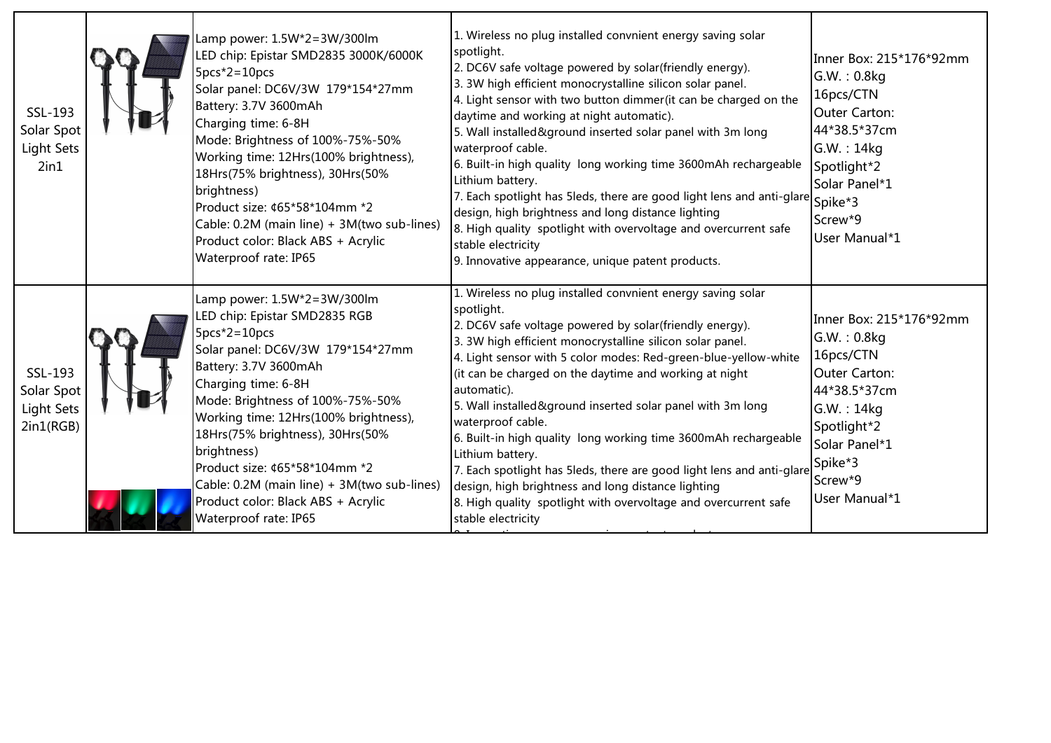| | | | | |
|---|---|---|---|---|
| SSL-193 Solar Spot Light Sets 2in1 | | Lamp power: 1.5W*2=3W/300lm<br>LED chip: Epistar SMD2835 3000K/6000K 5pcs*2=10pcs<br>Solar panel: DC6V/3W 179*154*27mm<br>Battery: 3.7V 3600mAh<br>Charging time: 6-8H<br>Mode: Brightness of 100%-75%-50%<br>Working time: 12Hrs(100% brightness), 18Hrs(75% brightness), 30Hrs(50% brightness)<br>Product size: ¢65*58*104mm *2<br>Cable: 0.2M (main line) + 3M(two sub-lines)<br>Product color: Black ABS + Acrylic<br>Waterproof rate: IP65 | 1. Wireless no plug installed convnient energy saving solar spotlight.<br>2. DC6V safe voltage powered by solar(friendly energy).<br>3. 3W high efficient monocrystalline silicon solar panel.<br>4. Light sensor with two button dimmer(it can be charged on the daytime and working at night automatic).<br>5. Wall installed&ground inserted solar panel with 3m long waterproof cable.<br>6. Built-in high quality long working time 3600mAh rechargeable Lithium battery.<br>7. Each spotlight has 5leds, there are good light lens and anti-glare design, high brightness and long distance lighting<br>8. High quality spotlight with overvoltage and overcurrent safe stable electricity<br>9. Innovative appearance, unique patent products. | Inner Box: 215*176*92mm<br>G.W. : 0.8kg<br>16pcs/CTN<br>Outer Carton: 44*38.5*37cm<br>G.W. : 14kg<br>Spotlight*2<br>Solar Panel*1<br>Spike*3<br>Screw*9<br>User Manual*1 |
| SSL-193 Solar Spot Light Sets 2in1(RGB) | | Lamp power: 1.5W*2=3W/300lm<br>LED chip: Epistar SMD2835 RGB 5pcs*2=10pcs<br>Solar panel: DC6V/3W 179*154*27mm<br>Battery: 3.7V 3600mAh<br>Charging time: 6-8H<br>Mode: Brightness of 100%-75%-50%<br>Working time: 12Hrs(100% brightness), 18Hrs(75% brightness), 30Hrs(50% brightness)<br>Product size: ¢65*58*104mm *2<br>Cable: 0.2M (main line) + 3M(two sub-lines)<br>Product color: Black ABS + Acrylic<br>Waterproof rate: IP65 | 1. Wireless no plug installed convnient energy saving solar spotlight.<br>2. DC6V safe voltage powered by solar(friendly energy).<br>3. 3W high efficient monocrystalline silicon solar panel.<br>4. Light sensor with 5 color modes: Red-green-blue-yellow-white (it can be charged on the daytime and working at night automatic).<br>5. Wall installed&ground inserted solar panel with 3m long waterproof cable.<br>6. Built-in high quality long working time 3600mAh rechargeable Lithium battery.<br>7. Each spotlight has 5leds, there are good light lens and anti-glare design, high brightness and long distance lighting<br>8. High quality spotlight with overvoltage and overcurrent safe stable electricity | Inner Box: 215*176*92mm<br>G.W. : 0.8kg<br>16pcs/CTN<br>Outer Carton: 44*38.5*37cm<br>G.W. : 14kg<br>Spotlight*2<br>Solar Panel*1<br>Spike*3<br>Screw*9<br>User Manual*1 |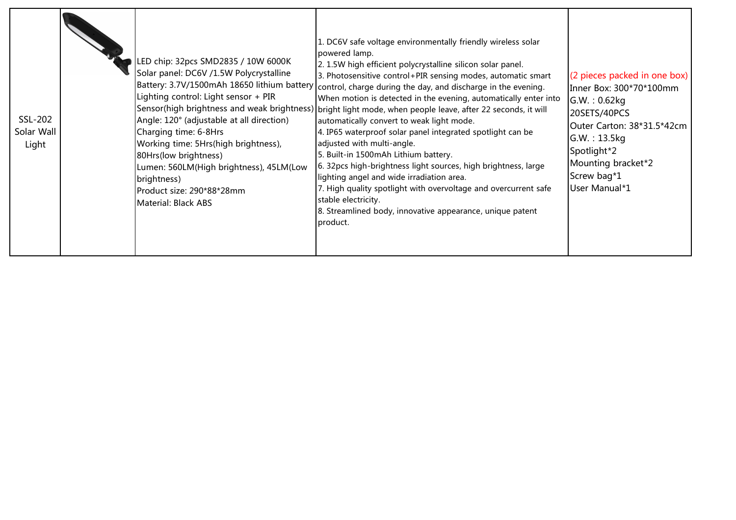| | | | | |
|---|---|---|---|---|
| SSL-202 Solar Wall Light | | LED chip: 32pcs SMD2835 / 10W 6000K<br>Solar panel: DC6V /1.5W Polycrystalline<br>Battery: 3.7V/1500mAh 18650 lithium battery<br>Lighting control: Light sensor + PIR Sensor(high brightness and weak brightness)<br>Angle: 120° (adjustable at all direction)<br>Charging time: 6-8Hrs<br>Working time: 5Hrs(high brightness), 80Hrs(low brightness)<br>Lumen: 560LM(High brightness), 45LM(Low brightness)<br>Product size: 290*88*28mm<br>Material: Black ABS | 1. DC6V safe voltage environmentally friendly wireless solar powered lamp.<br>2. 1.5W high efficient polycrystalline silicon solar panel.<br>3. Photosensitive control+PIR sensing modes, automatic smart control, charge during the day, and discharge in the evening. When motion is detected in the evening, automatically enter into bright light mode, when people leave, after 22 seconds, it will automatically convert to weak light mode.<br>4. IP65 waterproof solar panel integrated spotlight can be adjusted with multi-angle.<br>5. Built-in 1500mAh Lithium battery.<br>6. 32pcs high-brightness light sources, high brightness, large lighting angel and wide irradiation area.<br>7. High quality spotlight with overvoltage and overcurrent safe stable electricity.<br>8. Streamlined body, innovative appearance, unique patent product. | (2 pieces packed in one box)<br>Inner Box: 300*70*100mm<br>G.W. : 0.62kg<br>20SETS/40PCS<br>Outer Carton: 38*31.5*42cm<br>G.W. : 13.5kg<br>Spotlight*2<br>Mounting bracket*2<br>Screw bag*1<br>User Manual*1 |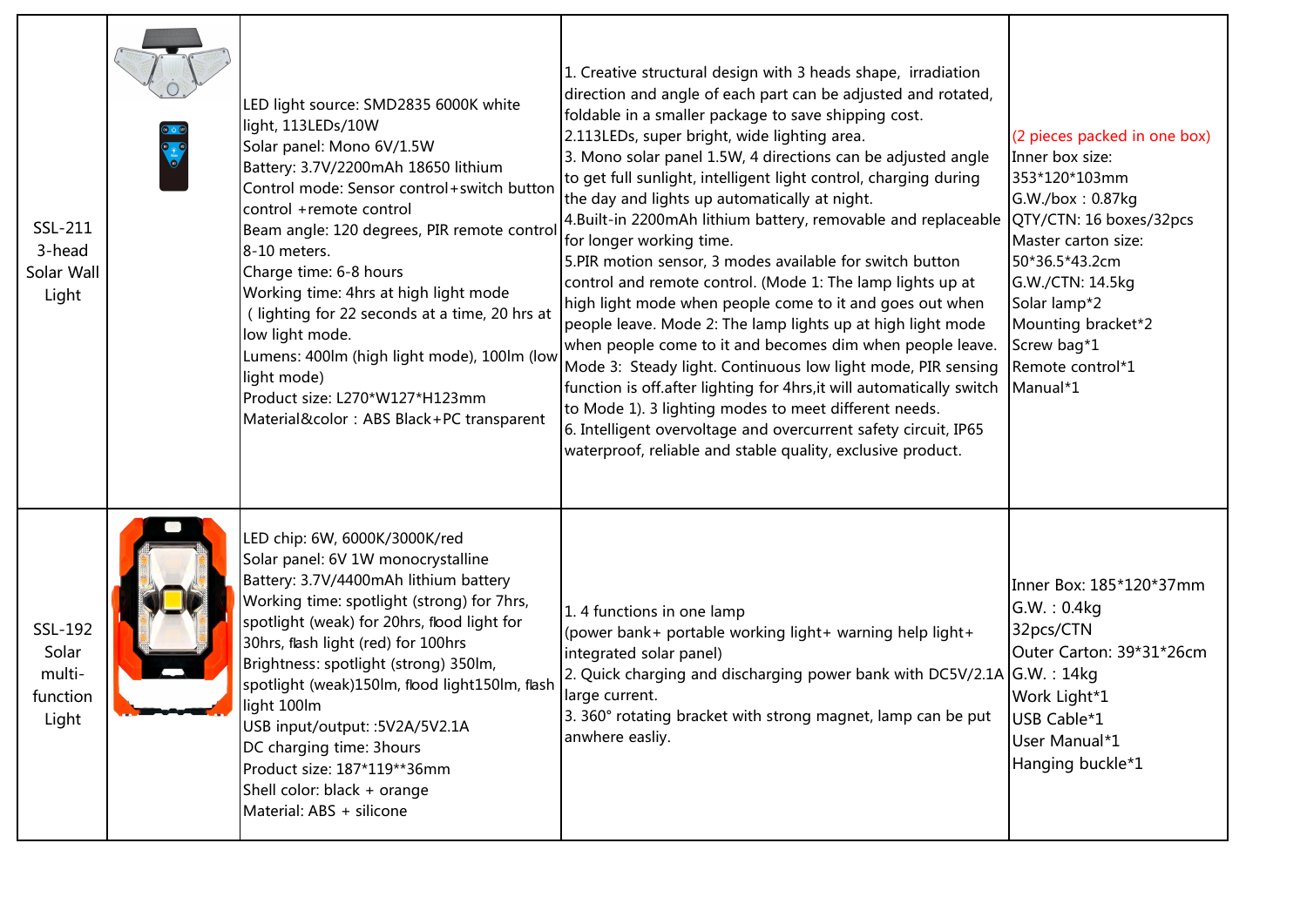| | | | | |
|---|---|---|---|---|
| SSL-211 3-head Solar Wall Light | | LED light source: SMD2835 6000K white light, 113LEDs/10W<br>Solar panel: Mono 6V/1.5W<br>Battery: 3.7V/2200mAh 18650 lithium<br>Control mode: Sensor control+switch button control +remote control<br>Beam angle: 120 degrees, PIR remote control 8-10 meters.<br>Charge time: 6-8 hours<br>Working time: 4hrs at high light mode （lighting for 22 seconds at a time, 20 hrs at low light mode.<br>Lumens: 400lm (high light mode), 100lm (low light mode)<br>Product size: L270*W127*H123mm<br>Material&color：ABS Black+PC transparent | 1. Creative structural design with 3 heads shape, irradiation direction and angle of each part can be adjusted and rotated, foldable in a smaller package to save shipping cost.<br>2.113LEDs, super bright, wide lighting area.<br>3. Mono solar panel 1.5W, 4 directions can be adjusted angle to get full sunlight, intelligent light control, charging during the day and lights up automatically at night.<br>4.Built-in 2200mAh lithium battery, removable and replaceable for longer working time.<br>5.PIR motion sensor, 3 modes available for switch button control and remote control. (Mode 1: The lamp lights up at high light mode when people come to it and goes out when people leave. Mode 2: The lamp lights up at high light mode when people come to it and becomes dim when people leave. Mode 3: Steady light. Continuous low light mode, PIR sensing function is off.after lighting for 4hrs,it will automatically switch to Mode 1). 3 lighting modes to meet different needs.<br>6. Intelligent overvoltage and overcurrent safety circuit, IP65 waterproof, reliable and stable quality, exclusive product. | (2 pieces packed in one box)<br>Inner box size: 353*120*103mm<br>G.W./box：0.87kg<br>QTY/CTN: 16 boxes/32pcs<br>Master carton size: 50*36.5*43.2cm<br>G.W./CTN: 14.5kg<br>Solar lamp*2<br>Mounting bracket*2<br>Screw bag*1<br>Remote control*1<br>Manual*1 |
| SSL-192 Solar multi-function Light | | LED chip: 6W, 6000K/3000K/red<br>Solar panel: 6V 1W monocrystalline<br>Battery: 3.7V/4400mAh lithium battery<br>Working time: spotlight (strong) for 7hrs, spotlight (weak) for 20hrs, flood light for 30hrs, flash light (red) for 100hrs<br>Brightness: spotlight (strong) 350lm, spotlight (weak)150lm, flood light150lm, flash light 100lm<br>USB input/output: :5V2A/5V2.1A<br>DC charging time: 3hours<br>Product size: 187*119**36mm<br>Shell color: black + orange<br>Material: ABS + silicone | 1. 4 functions in one lamp<br>(power bank+ portable working light+ warning help light+ integrated solar panel)<br>2. Quick charging and discharging power bank with DC5V/2.1A large current.<br>3. 360° rotating bracket with strong magnet, lamp can be put anwhere easliy. | Inner Box: 185*120*37mm<br>G.W. : 0.4kg<br>32pcs/CTN<br>Outer Carton: 39*31*26cm<br>G.W. : 14kg<br>Work Light*1<br>USB Cable*1<br>User Manual*1<br>Hanging buckle*1 |